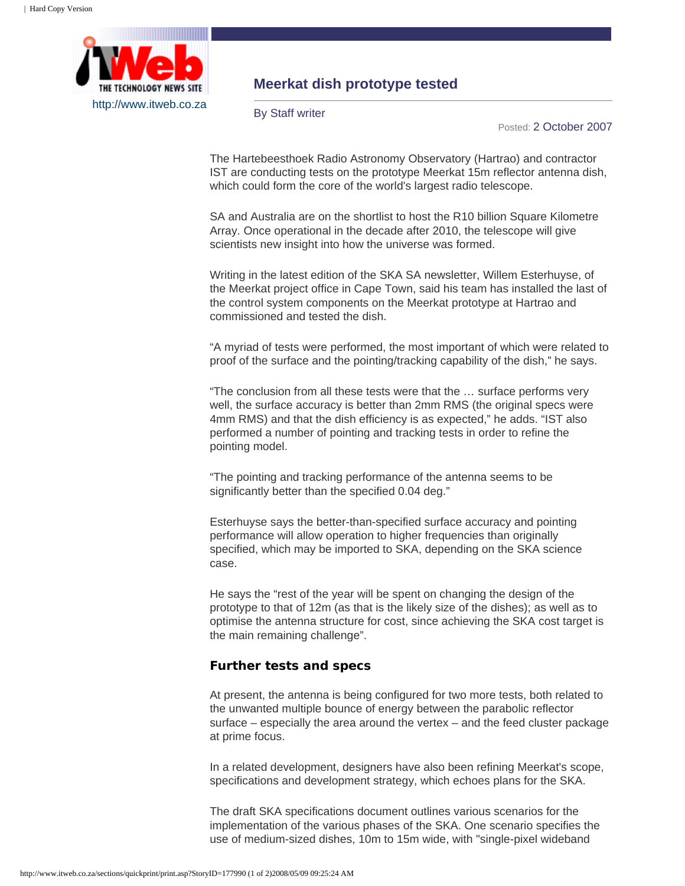http://www.itweb.co.za

# Meerkat dish prototype tested

By Staff writer

Posted: 2 October 2007

The Hartebeesthoek Radio Astronomy Observatory (Hartrao) and contractor IST are conducting tests on the prototype Meerkat 15m reflector antenna dish, which could form the core of the world's largest radio telescope.

SA and Australia are on the shortlist to host the R10 billion Square Kilometre Array. Once operational in the decade after 2010, the telescope will give scientists new insight into how the universe was formed.

Writing in the latest edition of the SKA SA newsletter, Willem Esterhuyse, of the Meerkat project office in Cape Town, said his team has installed the last of the control system components on the Meerkat prototype at Hartrao and commissioned and tested the dish.

“A myriad of tests were performed, the most important of which were related to proof of the surface and the pointing/tracking capability of the dish,” he says.

“The conclusion from all these tests were that the … surface performs very well, the surface accuracy is better than 2mm RMS (the original specs were 4mm RMS) and that the dish efficiency is as expected,” he adds. “IST also performed a number of pointing and tracking tests in order to refine the pointing model.

“The pointing and tracking performance of the antenna seems to be significantly better than the specified 0.04 deg.”

Esterhuyse says the better-than-specified surface accuracy and pointing performance will allow operation to higher frequencies than originally specified, which may be imported to SKA, depending on the SKA science case.

He says the “rest of the year will be spent on changing the design of the prototype to that of 12m (as that is the likely size of the dishes); as well as to optimise the antenna structure for cost, since achieving the SKA cost target is the main remaining challenge”.

## Further tests and specs

At present, the antenna is being configured for two more tests, both related to the unwanted multiple bounce of energy between the parabolic reflector surface – especially the area around the vertex – and the feed cluster package at prime focus.

In a related development, designers have also been refining Meerkat's scope, specifications and development strategy, which echoes plans for the SKA.

The draft SKA specifications document outlines various scenarios for the implementation of the various phases of the SKA. One scenario specifies the use of medium-sized dishes, 10m to 15m wide, with "single-pixel wideband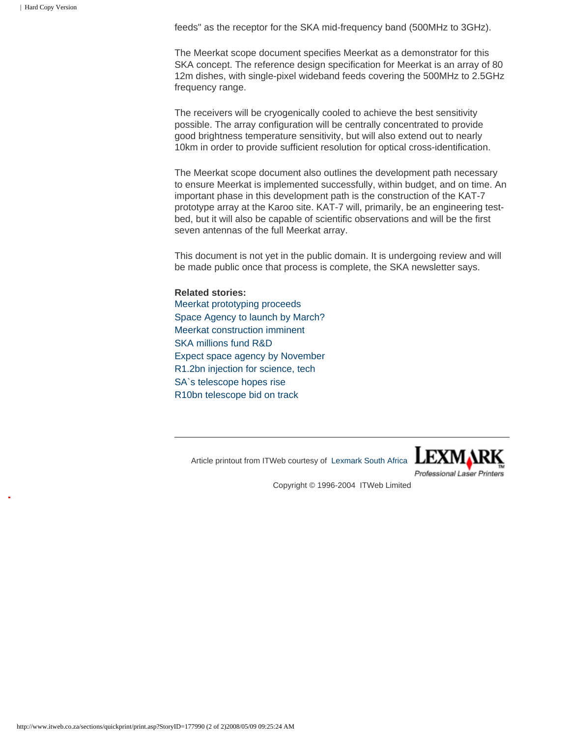feeds" as the receptor for the SKA mid-frequency band (500MHz to 3GHz).

The Meerkat scope document specifies Meerkat as a demonstrator for this SKA concept. The reference design specification for Meerkat is an array of 80 12m dishes, with single-pixel wideband feeds covering the 500MHz to 2.5GHz frequency range.

The receivers will be cryogenically cooled to achieve the best sensitivity possible. The array configuration will be centrally concentrated to provide good brightness temperature sensitivity, but will also extend out to nearly 10km in order to provide sufficient resolution for optical cross-identification.

The Meerkat scope document also outlines the development path necessary to ensure Meerkat is implemented successfully, within budget, and on time. An important phase in this development path is the construction of the KAT-7 prototype array at the Karoo site. KAT-7 will, primarily, be an engineering test-bed, but it will also be capable of scientific observations and will be the first seven antennas of the full Meerkat array.

This document is not yet in the public domain. It is undergoing review and will be made public once that process is complete, the SKA newsletter says.

**Related stories:**

Meerkat prototyping proceeds
Space Agency to launch by March?
Meerkat construction imminent
SKA millions fund R&D
Expect space agency by November
R1.2bn injection for science, tech
SA`s telescope hopes rise
R10bn telescope bid on track

---

Article printout from ITWeb courtesy of Lexmark South Africa

LEXMARK Professional Laser Printers

Copyright © 1996-2004 ITWeb Limited